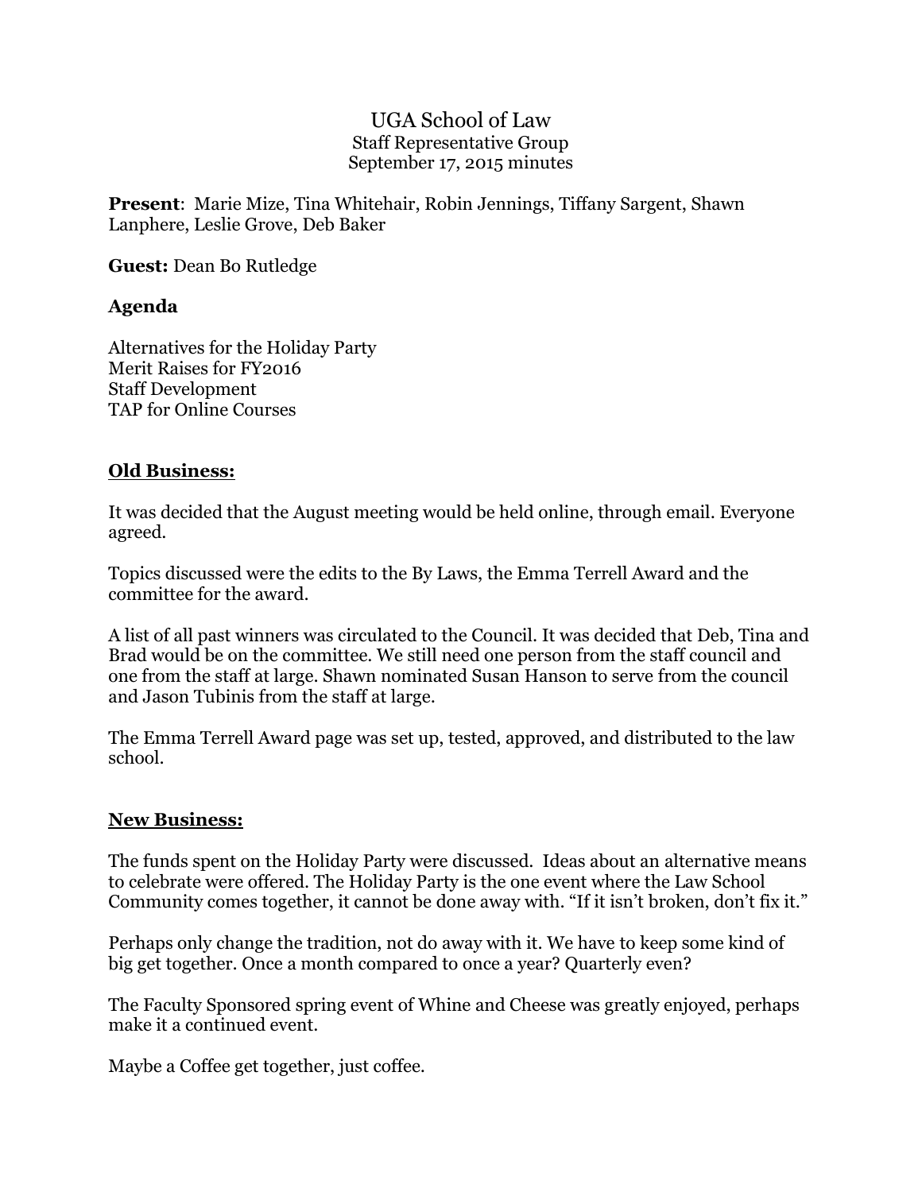# UGA School of Law

Staff Representative Group

September 17, 2015 minutes

**Present**: Marie Mize, Tina Whitehair, Robin Jennings, Tiffany Sargent, Shawn Lanphere, Leslie Grove, Deb Baker

**Guest:** Dean Bo Rutledge

## Agenda

Alternatives for the Holiday Party
Merit Raises for FY2016
Staff Development
TAP for Online Courses

## Old Business:

It was decided that the August meeting would be held online, through email. Everyone agreed.

Topics discussed were the edits to the By Laws, the Emma Terrell Award and the committee for the award.

A list of all past winners was circulated to the Council. It was decided that Deb, Tina and Brad would be on the committee. We still need one person from the staff council and one from the staff at large. Shawn nominated Susan Hanson to serve from the council and Jason Tubinis from the staff at large.

The Emma Terrell Award page was set up, tested, approved, and distributed to the law school.

## New Business:

The funds spent on the Holiday Party were discussed. Ideas about an alternative means to celebrate were offered. The Holiday Party is the one event where the Law School Community comes together, it cannot be done away with. "If it isn't broken, don't fix it."

Perhaps only change the tradition, not do away with it. We have to keep some kind of big get together. Once a month compared to once a year? Quarterly even?

The Faculty Sponsored spring event of Whine and Cheese was greatly enjoyed, perhaps make it a continued event.

Maybe a Coffee get together, just coffee.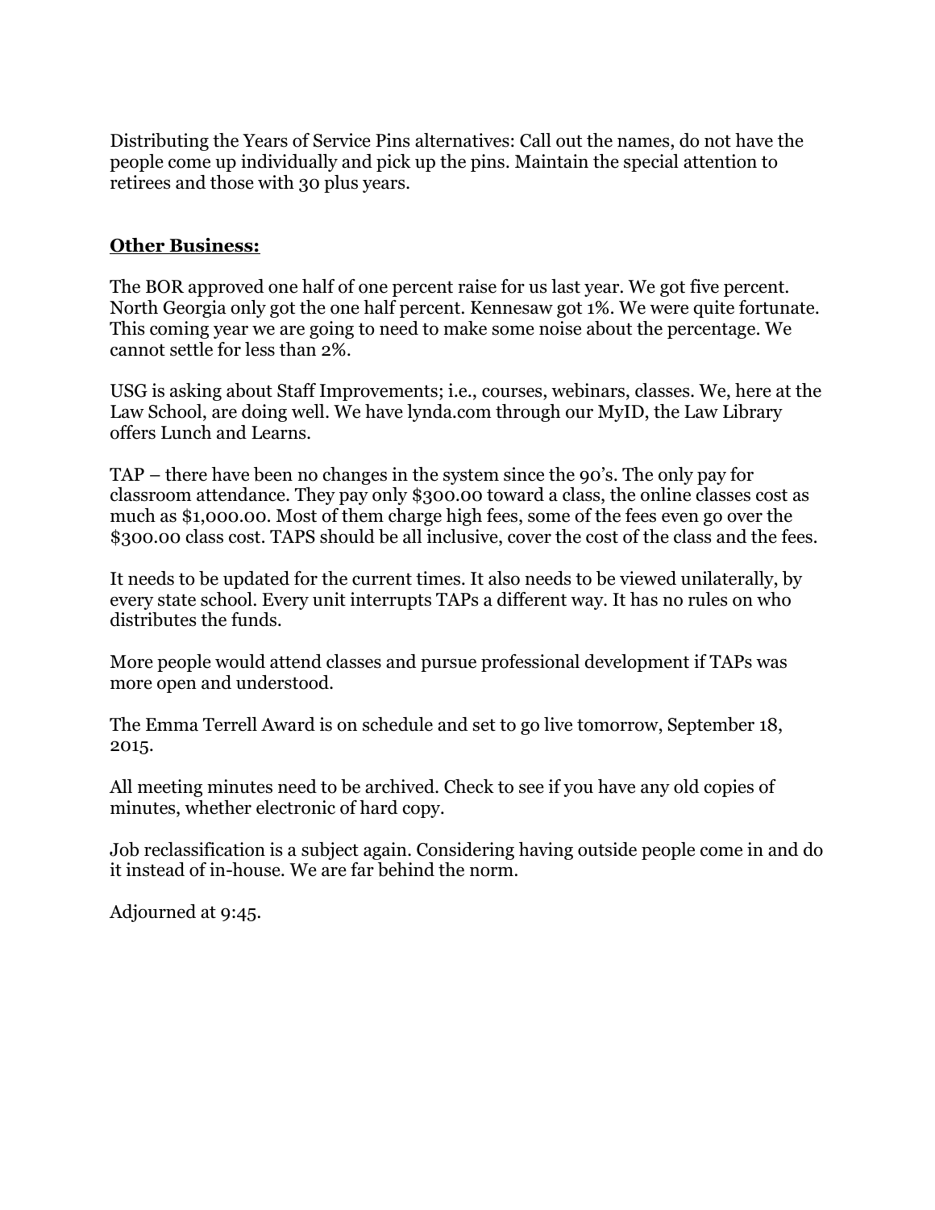Distributing the Years of Service Pins alternatives: Call out the names, do not have the people come up individually and pick up the pins. Maintain the special attention to retirees and those with 30 plus years.

**Other Business:**

The BOR approved one half of one percent raise for us last year. We got five percent. North Georgia only got the one half percent. Kennesaw got 1%. We were quite fortunate. This coming year we are going to need to make some noise about the percentage. We cannot settle for less than 2%.

USG is asking about Staff Improvements; i.e., courses, webinars, classes. We, here at the Law School, are doing well. We have lynda.com through our MyID, the Law Library offers Lunch and Learns.

TAP – there have been no changes in the system since the 90's. The only pay for classroom attendance. They pay only $300.00 toward a class, the online classes cost as much as $1,000.00. Most of them charge high fees, some of the fees even go over the $300.00 class cost. TAPS should be all inclusive, cover the cost of the class and the fees.

It needs to be updated for the current times. It also needs to be viewed unilaterally, by every state school. Every unit interrupts TAPs a different way. It has no rules on who distributes the funds.

More people would attend classes and pursue professional development if TAPs was more open and understood.

The Emma Terrell Award is on schedule and set to go live tomorrow, September 18, 2015.

All meeting minutes need to be archived. Check to see if you have any old copies of minutes, whether electronic of hard copy.

Job reclassification is a subject again. Considering having outside people come in and do it instead of in-house. We are far behind the norm.

Adjourned at 9:45.